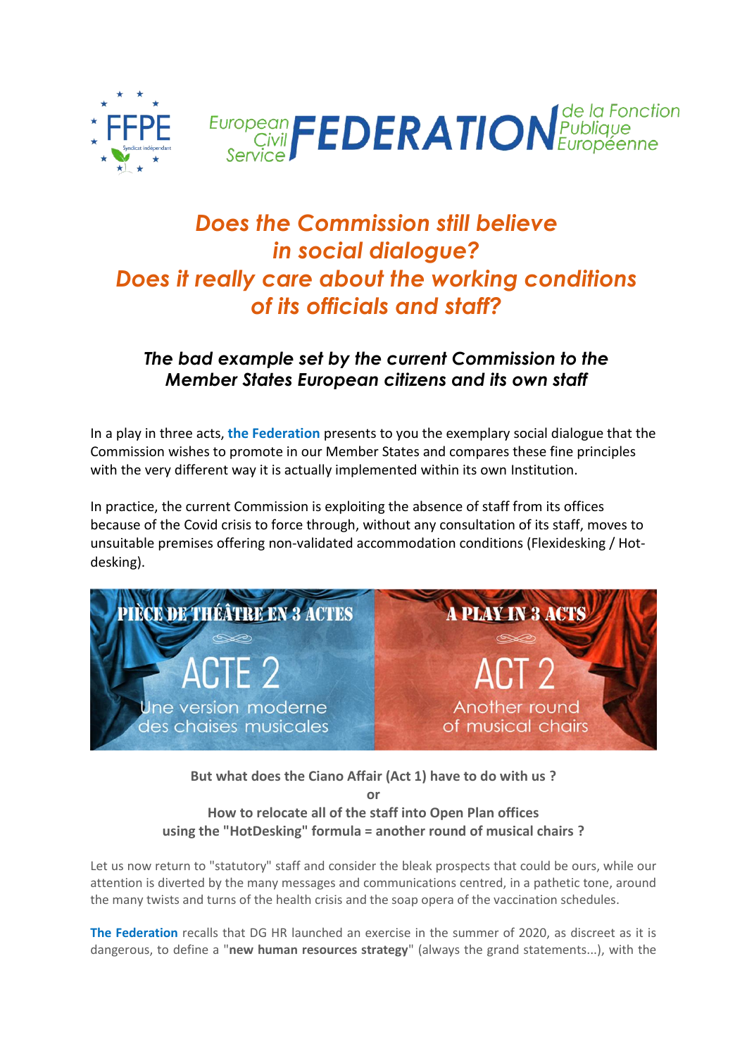FFPE

European Civil Service FEDERATION de la Fonction Publique Européenne

# Does the Commission still believe in social dialogue? Does it really care about the working conditions of its officials and staff?

## *The bad example set by the current Commission to the Member States European citizens and its own staff*

In a play in three acts, **the Federation** presents to you the exemplary social dialogue that the Commission wishes to promote in our Member States and compares these fine principles with the very different way it is actually implemented within its own Institution.

In practice, the current Commission is exploiting the absence of staff from its offices because of the Covid crisis to force through, without any consultation of its staff, moves to unsuitable premises offering non-validated accommodation conditions (Flexidesking / Hot-desking).

PIÈCE DE THÉÂTRE EN 3 ACTES — ACTE 2 — Une version moderne des chaises musicales

A PLAY IN 3 ACTS — ACT 2 — Another round of musical chairs

**But what does the Ciano Affair (Act 1) have to do with us ?**
**or**
**How to relocate all of the staff into Open Plan offices using the "HotDesking" formula = another round of musical chairs ?**

Let us now return to "statutory" staff and consider the bleak prospects that could be ours, while our attention is diverted by the many messages and communications centred, in a pathetic tone, around the many twists and turns of the health crisis and the soap opera of the vaccination schedules.

**The Federation** recalls that DG HR launched an exercise in the summer of 2020, as discreet as it is dangerous, to define a "**new human resources strategy**" (always the grand statements...), with the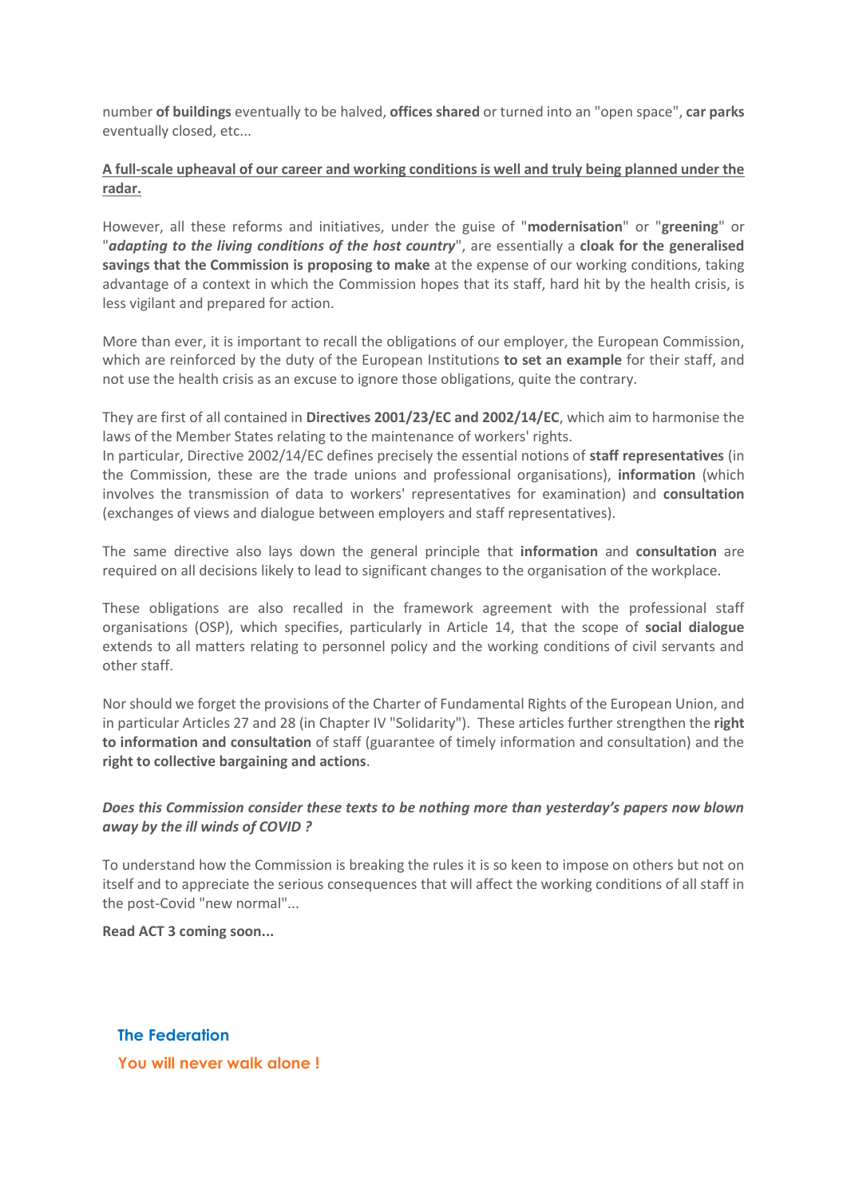number **of buildings** eventually to be halved, **offices shared** or turned into an "open space", **car parks** eventually closed, etc...

**A full-scale upheaval of our career and working conditions is well and truly being planned under the radar.**

However, all these reforms and initiatives, under the guise of "**modernisation**" or "**greening**" or "***adapting to the living conditions of the host country***", are essentially a **cloak for the generalised savings that the Commission is proposing to make** at the expense of our working conditions, taking advantage of a context in which the Commission hopes that its staff, hard hit by the health crisis, is less vigilant and prepared for action.

More than ever, it is important to recall the obligations of our employer, the European Commission, which are reinforced by the duty of the European Institutions **to set an example** for their staff, and not use the health crisis as an excuse to ignore those obligations, quite the contrary.

They are first of all contained in **Directives 2001/23/EC and 2002/14/EC**, which aim to harmonise the laws of the Member States relating to the maintenance of workers' rights.
In particular, Directive 2002/14/EC defines precisely the essential notions of **staff representatives** (in the Commission, these are the trade unions and professional organisations), **information** (which involves the transmission of data to workers' representatives for examination) and **consultation** (exchanges of views and dialogue between employers and staff representatives).

The same directive also lays down the general principle that **information** and **consultation** are required on all decisions likely to lead to significant changes to the organisation of the workplace.

These obligations are also recalled in the framework agreement with the professional staff organisations (OSP), which specifies, particularly in Article 14, that the scope of **social dialogue** extends to all matters relating to personnel policy and the working conditions of civil servants and other staff.

Nor should we forget the provisions of the Charter of Fundamental Rights of the European Union, and in particular Articles 27 and 28 (in Chapter IV "Solidarity"). These articles further strengthen the **right to information and consultation** of staff (guarantee of timely information and consultation) and the **right to collective bargaining and actions**.

***Does this Commission consider these texts to be nothing more than yesterday's papers now blown away by the ill winds of COVID ?***

To understand how the Commission is breaking the rules it is so keen to impose on others but not on itself and to appreciate the serious consequences that will affect the working conditions of all staff in the post-Covid "new normal"...

**Read ACT 3 coming soon...**

**The Federation**

**You will never walk alone !**